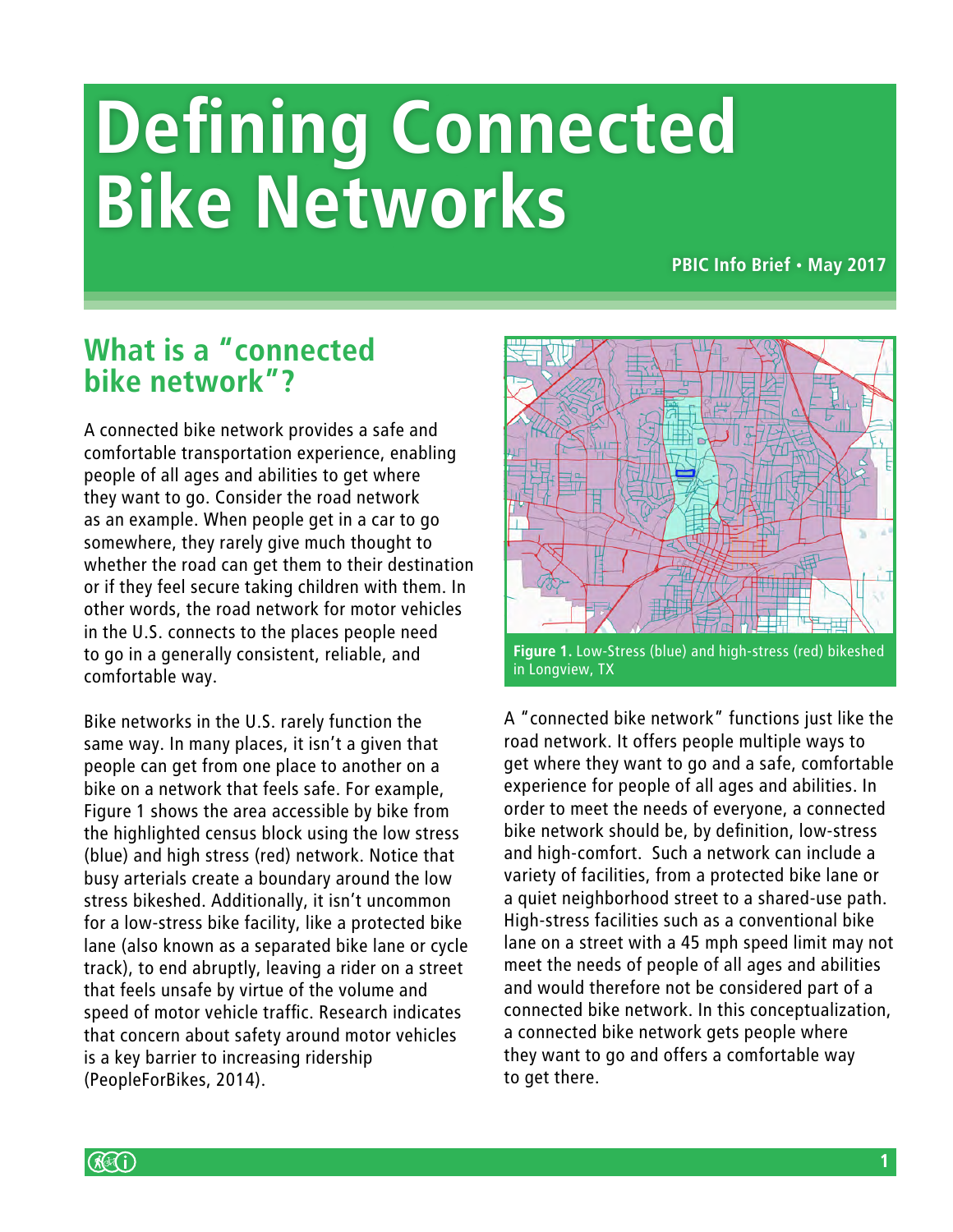# Defining Connected Bike Networks

**PBIC Info Brief • May 2017**

## What is a "connected bike network"?

A connected bike network provides a safe and comfortable transportation experience, enabling people of all ages and abilities to get where they want to go. Consider the road network as an example. When people get in a car to go somewhere, they rarely give much thought to whether the road can get them to their destination or if they feel secure taking children with them. In other words, the road network for motor vehicles in the U.S. connects to the places people need to go in a generally consistent, reliable, and comfortable way.

Bike networks in the U.S. rarely function the same way. In many places, it isn't a given that people can get from one place to another on a bike on a network that feels safe. For example, Figure 1 shows the area accessible by bike from the highlighted census block using the low stress (blue) and high stress (red) network. Notice that busy arterials create a boundary around the low stress bikeshed. Additionally, it isn't uncommon for a low-stress bike facility, like a protected bike lane (also known as a separated bike lane or cycle track), to end abruptly, leaving a rider on a street that feels unsafe by virtue of the volume and speed of motor vehicle traffic. Research indicates that concern about safety around motor vehicles is a key barrier to increasing ridership (PeopleForBikes, 2014).

**Figure 1.** Low-Stress (blue) and high-stress (red) bikeshed in Longview, TX

A "connected bike network" functions just like the road network. It offers people multiple ways to get where they want to go and a safe, comfortable experience for people of all ages and abilities. In order to meet the needs of everyone, a connected bike network should be, by definition, low-stress and high-comfort. Such a network can include a variety of facilities, from a protected bike lane or a quiet neighborhood street to a shared-use path. High-stress facilities such as a conventional bike lane on a street with a 45 mph speed limit may not meet the needs of people of all ages and abilities and would therefore not be considered part of a connected bike network. In this conceptualization, a connected bike network gets people where they want to go and offers a comfortable way to get there.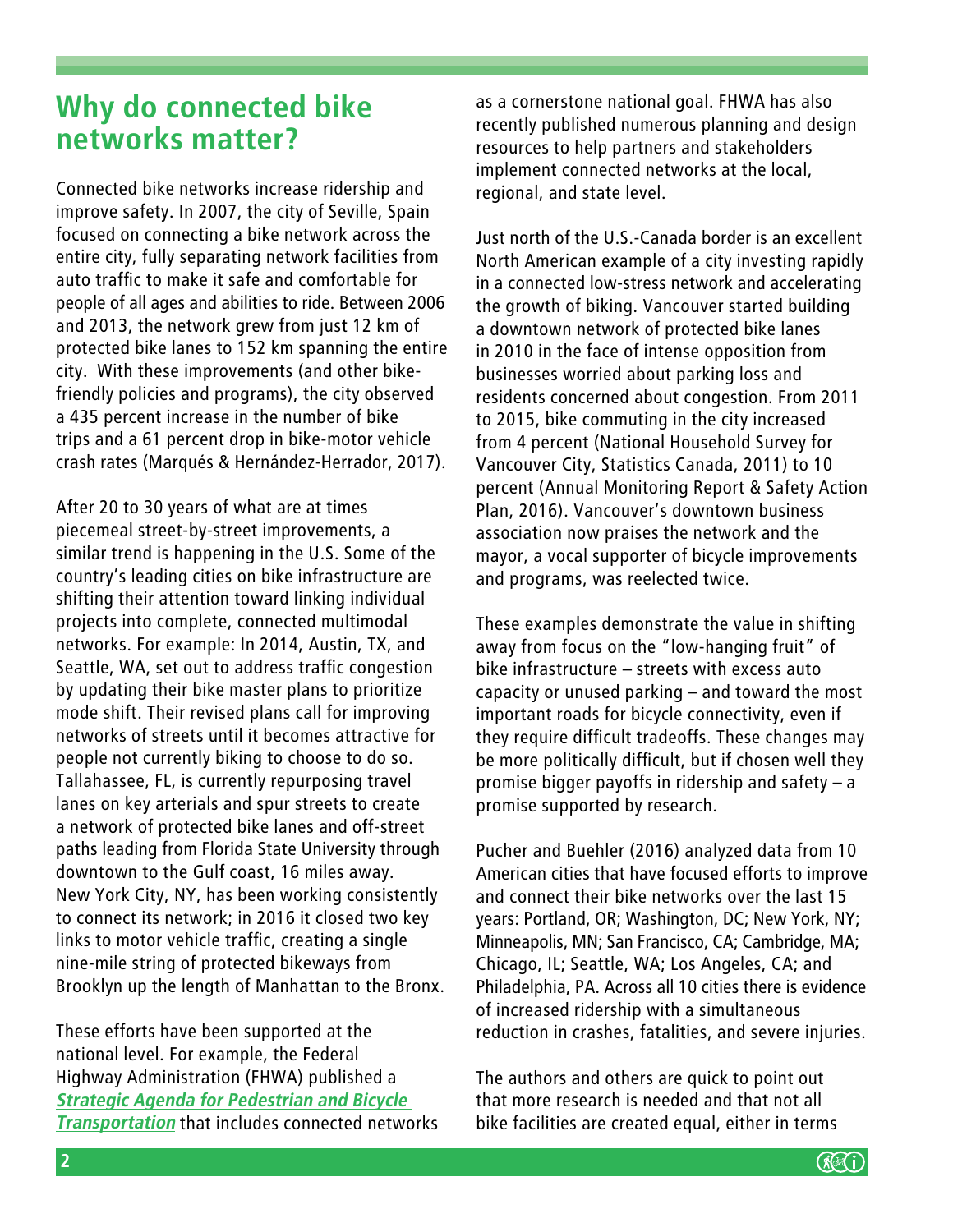## Why do connected bike networks matter?

Connected bike networks increase ridership and improve safety. In 2007, the city of Seville, Spain focused on connecting a bike network across the entire city, fully separating network facilities from auto traffic to make it safe and comfortable for people of all ages and abilities to ride. Between 2006 and 2013, the network grew from just 12 km of protected bike lanes to 152 km spanning the entire city. With these improvements (and other bike-friendly policies and programs), the city observed a 435 percent increase in the number of bike trips and a 61 percent drop in bike-motor vehicle crash rates (Marqués & Hernández-Herrador, 2017).

After 20 to 30 years of what are at times piecemeal street-by-street improvements, a similar trend is happening in the U.S. Some of the country's leading cities on bike infrastructure are shifting their attention toward linking individual projects into complete, connected multimodal networks. For example: In 2014, Austin, TX, and Seattle, WA, set out to address traffic congestion by updating their bike master plans to prioritize mode shift. Their revised plans call for improving networks of streets until it becomes attractive for people not currently biking to choose to do so. Tallahassee, FL, is currently repurposing travel lanes on key arterials and spur streets to create a network of protected bike lanes and off-street paths leading from Florida State University through downtown to the Gulf coast, 16 miles away. New York City, NY, has been working consistently to connect its network; in 2016 it closed two key links to motor vehicle traffic, creating a single nine-mile string of protected bikeways from Brooklyn up the length of Manhattan to the Bronx.

These efforts have been supported at the national level. For example, the Federal Highway Administration (FHWA) published a ***Strategic Agenda for Pedestrian and Bicycle Transportation*** that includes connected networks as a cornerstone national goal. FHWA has also recently published numerous planning and design resources to help partners and stakeholders implement connected networks at the local, regional, and state level.

Just north of the U.S.-Canada border is an excellent North American example of a city investing rapidly in a connected low-stress network and accelerating the growth of biking. Vancouver started building a downtown network of protected bike lanes in 2010 in the face of intense opposition from businesses worried about parking loss and residents concerned about congestion. From 2011 to 2015, bike commuting in the city increased from 4 percent (National Household Survey for Vancouver City, Statistics Canada, 2011) to 10 percent (Annual Monitoring Report & Safety Action Plan, 2016). Vancouver's downtown business association now praises the network and the mayor, a vocal supporter of bicycle improvements and programs, was reelected twice.

These examples demonstrate the value in shifting away from focus on the "low-hanging fruit" of bike infrastructure – streets with excess auto capacity or unused parking – and toward the most important roads for bicycle connectivity, even if they require difficult tradeoffs. These changes may be more politically difficult, but if chosen well they promise bigger payoffs in ridership and safety – a promise supported by research.

Pucher and Buehler (2016) analyzed data from 10 American cities that have focused efforts to improve and connect their bike networks over the last 15 years: Portland, OR; Washington, DC; New York, NY; Minneapolis, MN; San Francisco, CA; Cambridge, MA; Chicago, IL; Seattle, WA; Los Angeles, CA; and Philadelphia, PA. Across all 10 cities there is evidence of increased ridership with a simultaneous reduction in crashes, fatalities, and severe injuries.

The authors and others are quick to point out that more research is needed and that not all bike facilities are created equal, either in terms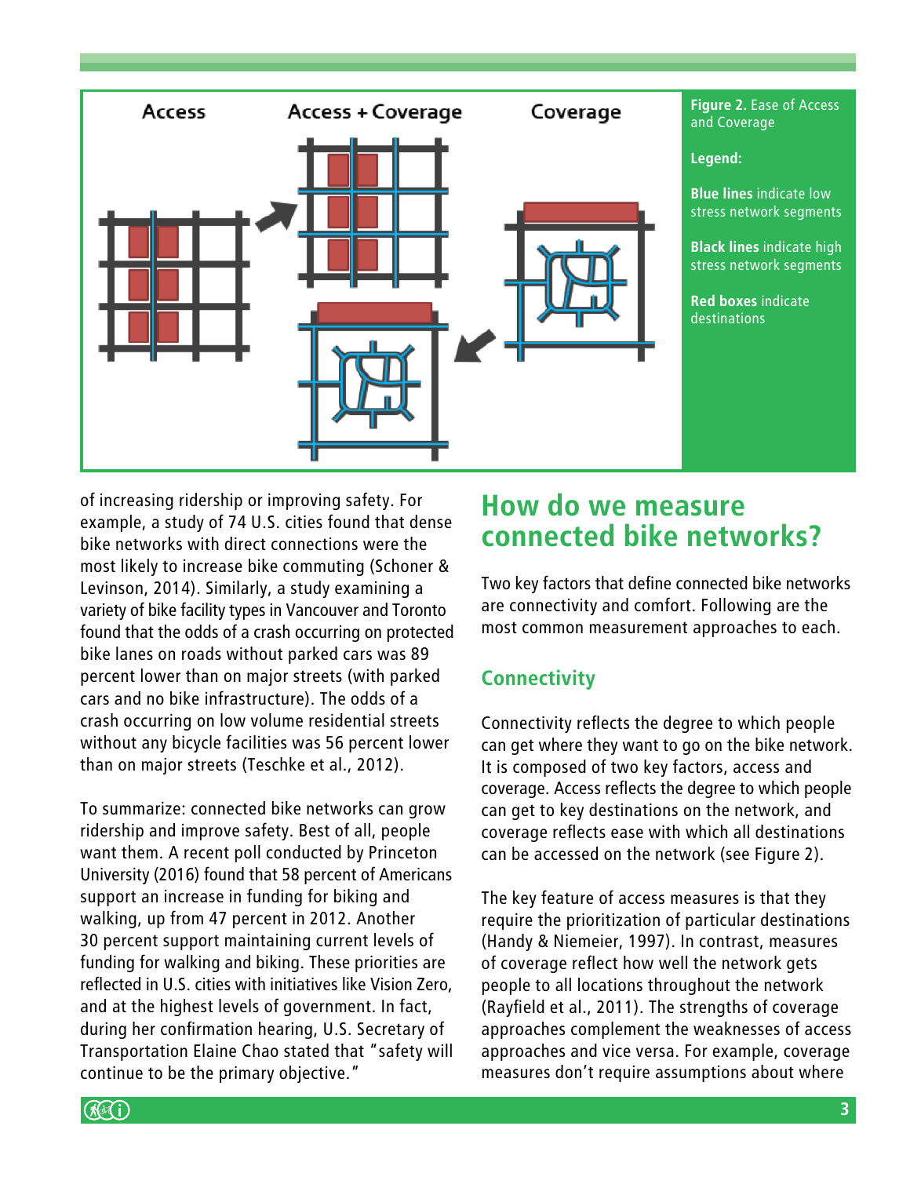Access

Access + Coverage

Coverage

**Figure 2.** Ease of Access and Coverage

**Legend:**

**Blue lines** indicate low stress network segments

**Black lines** indicate high stress network segments

**Red boxes** indicate destinations

of increasing ridership or improving safety. For example, a study of 74 U.S. cities found that dense bike networks with direct connections were the most likely to increase bike commuting (Schoner & Levinson, 2014). Similarly, a study examining a variety of bike facility types in Vancouver and Toronto found that the odds of a crash occurring on protected bike lanes on roads without parked cars was 89 percent lower than on major streets (with parked cars and no bike infrastructure). The odds of a crash occurring on low volume residential streets without any bicycle facilities was 56 percent lower than on major streets (Teschke et al., 2012).

To summarize: connected bike networks can grow ridership and improve safety. Best of all, people want them. A recent poll conducted by Princeton University (2016) found that 58 percent of Americans support an increase in funding for biking and walking, up from 47 percent in 2012. Another 30 percent support maintaining current levels of funding for walking and biking. These priorities are reflected in U.S. cities with initiatives like Vision Zero, and at the highest levels of government. In fact, during her confirmation hearing, U.S. Secretary of Transportation Elaine Chao stated that "safety will continue to be the primary objective."

## How do we measure connected bike networks?

Two key factors that define connected bike networks are connectivity and comfort. Following are the most common measurement approaches to each.

### Connectivity

Connectivity reflects the degree to which people can get where they want to go on the bike network. It is composed of two key factors, access and coverage. Access reflects the degree to which people can get to key destinations on the network, and coverage reflects ease with which all destinations can be accessed on the network (see Figure 2).

The key feature of access measures is that they require the prioritization of particular destinations (Handy & Niemeier, 1997). In contrast, measures of coverage reflect how well the network gets people to all locations throughout the network (Rayfield et al., 2011). The strengths of coverage approaches complement the weaknesses of access approaches and vice versa. For example, coverage measures don't require assumptions about where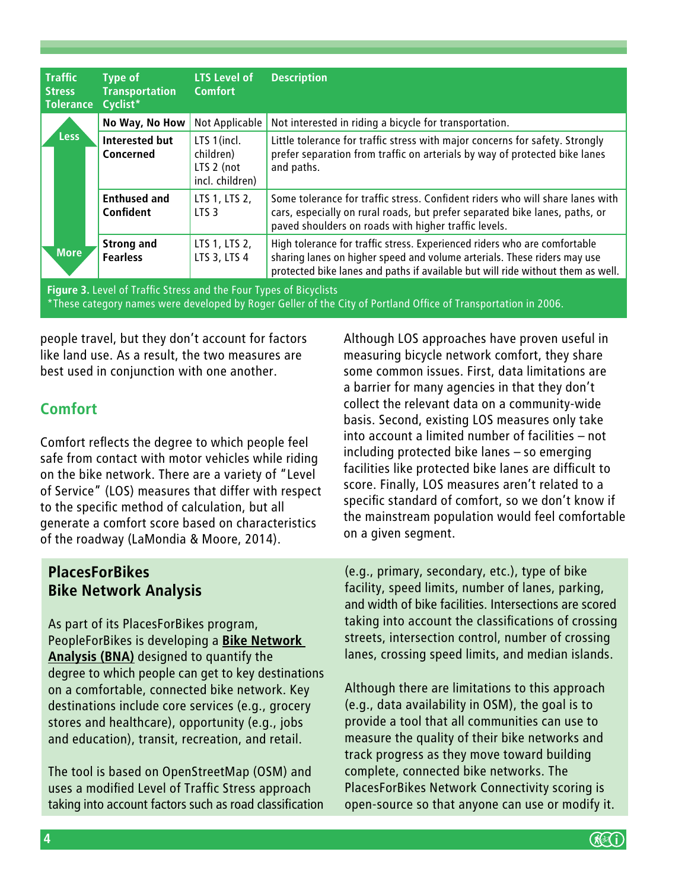| Traffic Stress Tolerance | Type of Transportation Cyclist* | LTS Level of Comfort | Description |
|---|---|---|---|
| Less | No Way, No How | Not Applicable | Not interested in riding a bicycle for transportation. |
| | Interested but Concerned | LTS 1 (incl. children) LTS 2 (not incl. children) | Little tolerance for traffic stress with major concerns for safety. Strongly prefer separation from traffic on arterials by way of protected bike lanes and paths. |
| | Enthused and Confident | LTS 1, LTS 2, LTS 3 | Some tolerance for traffic stress. Confident riders who will share lanes with cars, especially on rural roads, but prefer separated bike lanes, paths, or paved shoulders on roads with higher traffic levels. |
| More | Strong and Fearless | LTS 1, LTS 2, LTS 3, LTS 4 | High tolerance for traffic stress. Experienced riders who are comfortable sharing lanes on higher speed and volume arterials. These riders may use protected bike lanes and paths if available but will ride without them as well. |

**Figure 3.** Level of Traffic Stress and the Four Types of Bicyclists
*These category names were developed by Roger Geller of the City of Portland Office of Transportation in 2006.

people travel, but they don't account for factors like land use. As a result, the two measures are best used in conjunction with one another.

## Comfort

Comfort reflects the degree to which people feel safe from contact with motor vehicles while riding on the bike network. There are a variety of "Level of Service" (LOS) measures that differ with respect to the specific method of calculation, but all generate a comfort score based on characteristics of the roadway (LaMondia & Moore, 2014).

Although LOS approaches have proven useful in measuring bicycle network comfort, they share some common issues. First, data limitations are a barrier for many agencies in that they don't collect the relevant data on a community-wide basis. Second, existing LOS measures only take into account a limited number of facilities – not including protected bike lanes – so emerging facilities like protected bike lanes are difficult to score. Finally, LOS measures aren't related to a specific standard of comfort, so we don't know if the mainstream population would feel comfortable on a given segment.

### PlacesForBikes Bike Network Analysis

As part of its PlacesForBikes program, PeopleForBikes is developing a **Bike Network Analysis (BNA)** designed to quantify the degree to which people can get to key destinations on a comfortable, connected bike network. Key destinations include core services (e.g., grocery stores and healthcare), opportunity (e.g., jobs and education), transit, recreation, and retail.

The tool is based on OpenStreetMap (OSM) and uses a modified Level of Traffic Stress approach taking into account factors such as road classification (e.g., primary, secondary, etc.), type of bike facility, speed limits, number of lanes, parking, and width of bike facilities. Intersections are scored taking into account the classifications of crossing streets, intersection control, number of crossing lanes, crossing speed limits, and median islands.

Although there are limitations to this approach (e.g., data availability in OSM), the goal is to provide a tool that all communities can use to measure the quality of their bike networks and track progress as they move toward building complete, connected bike networks. The PlacesForBikes Network Connectivity scoring is open-source so that anyone can use or modify it.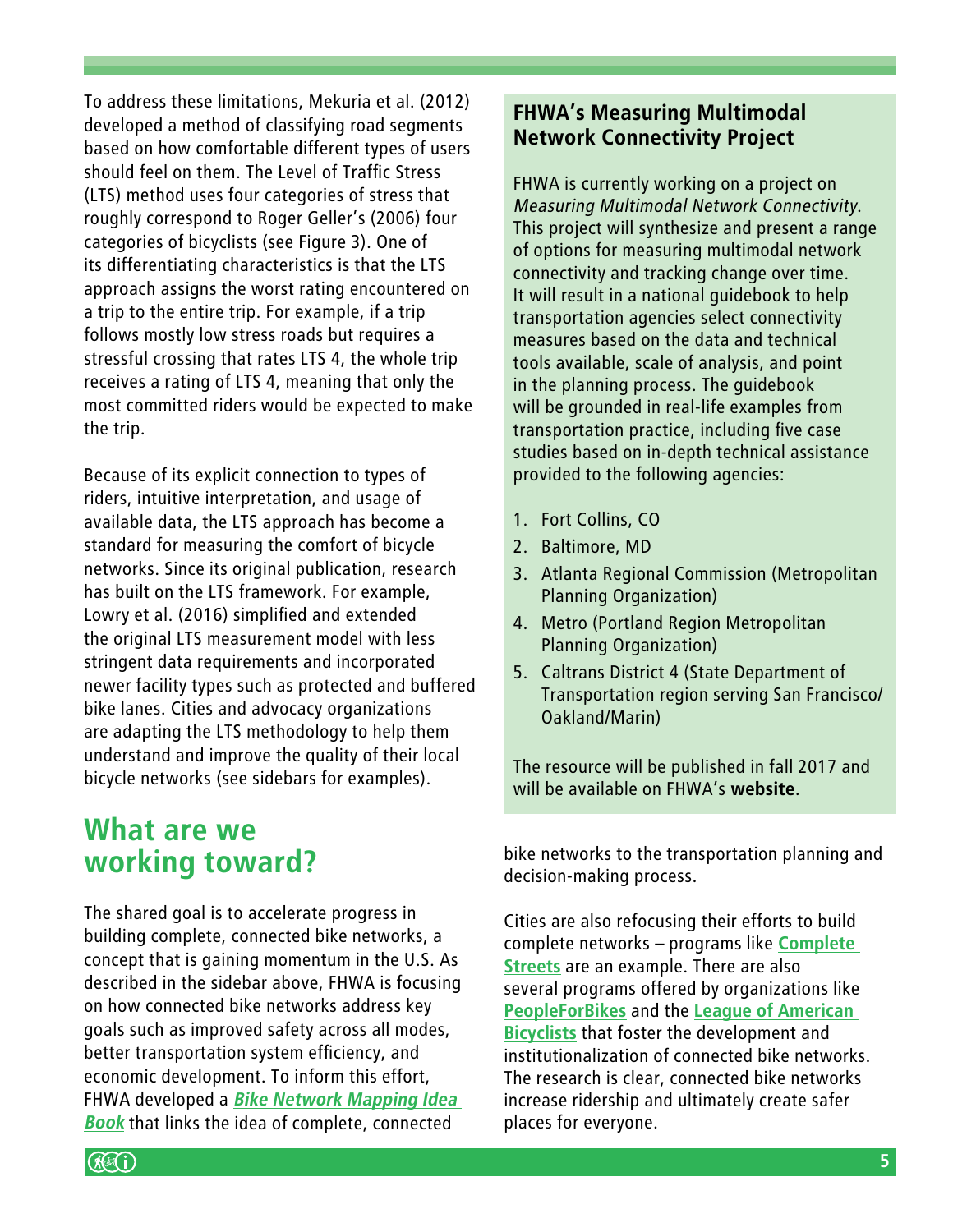To address these limitations, Mekuria et al. (2012) developed a method of classifying road segments based on how comfortable different types of users should feel on them. The Level of Traffic Stress (LTS) method uses four categories of stress that roughly correspond to Roger Geller's (2006) four categories of bicyclists (see Figure 3). One of its differentiating characteristics is that the LTS approach assigns the worst rating encountered on a trip to the entire trip. For example, if a trip follows mostly low stress roads but requires a stressful crossing that rates LTS 4, the whole trip receives a rating of LTS 4, meaning that only the most committed riders would be expected to make the trip.

Because of its explicit connection to types of riders, intuitive interpretation, and usage of available data, the LTS approach has become a standard for measuring the comfort of bicycle networks. Since its original publication, research has built on the LTS framework. For example, Lowry et al. (2016) simplified and extended the original LTS measurement model with less stringent data requirements and incorporated newer facility types such as protected and buffered bike lanes. Cities and advocacy organizations are adapting the LTS methodology to help them understand and improve the quality of their local bicycle networks (see sidebars for examples).

### FHWA's Measuring Multimodal Network Connectivity Project

FHWA is currently working on a project on *Measuring Multimodal Network Connectivity*. This project will synthesize and present a range of options for measuring multimodal network connectivity and tracking change over time. It will result in a national guidebook to help transportation agencies select connectivity measures based on the data and technical tools available, scale of analysis, and point in the planning process. The guidebook will be grounded in real-life examples from transportation practice, including five case studies based on in-depth technical assistance provided to the following agencies:

1. Fort Collins, CO
2. Baltimore, MD
3. Atlanta Regional Commission (Metropolitan Planning Organization)
4. Metro (Portland Region Metropolitan Planning Organization)
5. Caltrans District 4 (State Department of Transportation region serving San Francisco/ Oakland/Marin)

The resource will be published in fall 2017 and will be available on FHWA's **website**.

## What are we working toward?

The shared goal is to accelerate progress in building complete, connected bike networks, a concept that is gaining momentum in the U.S. As described in the sidebar above, FHWA is focusing on how connected bike networks address key goals such as improved safety across all modes, better transportation system efficiency, and economic development. To inform this effort, FHWA developed a ***Bike Network Mapping Idea Book*** that links the idea of complete, connected bike networks to the transportation planning and decision-making process.

Cities are also refocusing their efforts to build complete networks – programs like **Complete Streets** are an example. There are also several programs offered by organizations like **PeopleForBikes** and the **League of American Bicyclists** that foster the development and institutionalization of connected bike networks. The research is clear, connected bike networks increase ridership and ultimately create safer places for everyone.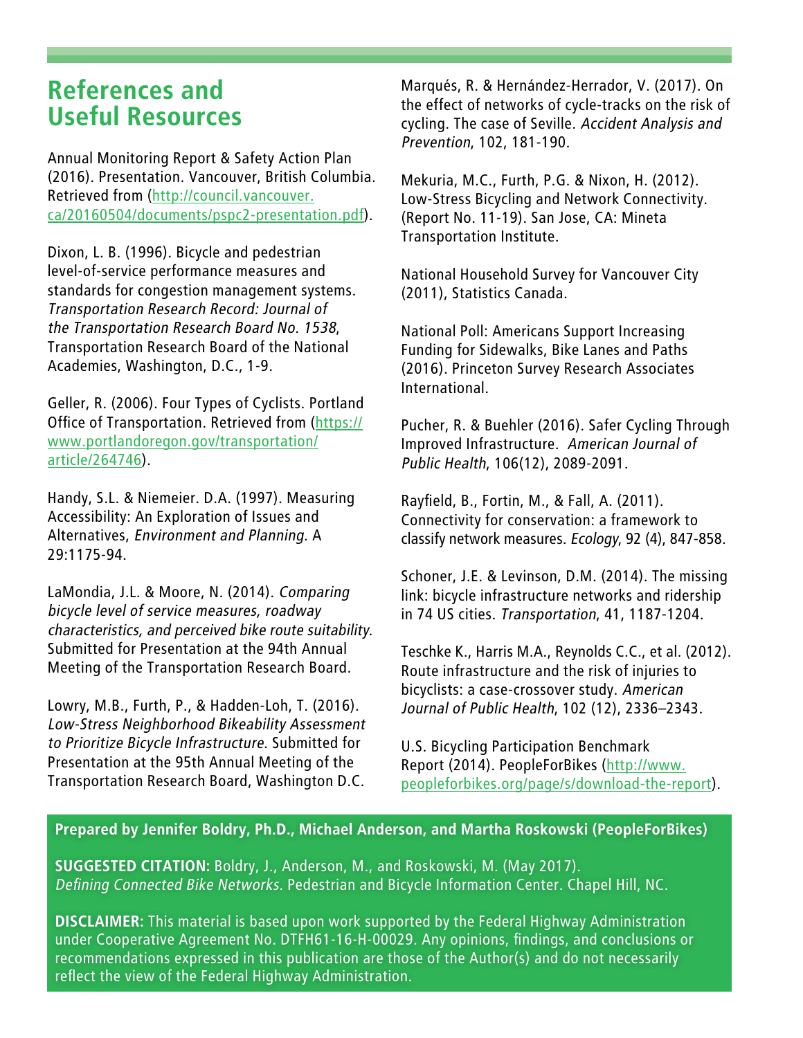## References and Useful Resources

Annual Monitoring Report & Safety Action Plan (2016). Presentation. Vancouver, British Columbia. Retrieved from (http://council.vancouver.ca/20160504/documents/pspc2-presentation.pdf).

Dixon, L. B. (1996). Bicycle and pedestrian level-of-service performance measures and standards for congestion management systems. *Transportation Research Record: Journal of the Transportation Research Board No. 1538*, Transportation Research Board of the National Academies, Washington, D.C., 1-9.

Geller, R. (2006). Four Types of Cyclists. Portland Office of Transportation. Retrieved from (https://www.portlandoregon.gov/transportation/article/264746).

Handy, S.L. & Niemeier. D.A. (1997). Measuring Accessibility: An Exploration of Issues and Alternatives, *Environment and Planning*. A 29:1175-94.

LaMondia, J.L. & Moore, N. (2014). *Comparing bicycle level of service measures, roadway characteristics, and perceived bike route suitability*. Submitted for Presentation at the 94th Annual Meeting of the Transportation Research Board.

Lowry, M.B., Furth, P., & Hadden-Loh, T. (2016). *Low-Stress Neighborhood Bikeability Assessment to Prioritize Bicycle Infrastructure*. Submitted for Presentation at the 95th Annual Meeting of the Transportation Research Board, Washington D.C.

Marqués, R. & Hernández-Herrador, V. (2017). On the effect of networks of cycle-tracks on the risk of cycling. The case of Seville. *Accident Analysis and Prevention*, 102, 181-190.

Mekuria, M.C., Furth, P.G. & Nixon, H. (2012). Low-Stress Bicycling and Network Connectivity. (Report No. 11-19). San Jose, CA: Mineta Transportation Institute.

National Household Survey for Vancouver City (2011), Statistics Canada.

National Poll: Americans Support Increasing Funding for Sidewalks, Bike Lanes and Paths (2016). Princeton Survey Research Associates International.

Pucher, R. & Buehler (2016). Safer Cycling Through Improved Infrastructure. *American Journal of Public Health*, 106(12), 2089-2091.

Rayfield, B., Fortin, M., & Fall, A. (2011). Connectivity for conservation: a framework to classify network measures. *Ecology*, 92 (4), 847-858.

Schoner, J.E. & Levinson, D.M. (2014). The missing link: bicycle infrastructure networks and ridership in 74 US cities. *Transportation*, 41, 1187-1204.

Teschke K., Harris M.A., Reynolds C.C., et al. (2012). Route infrastructure and the risk of injuries to bicyclists: a case-crossover study. *American Journal of Public Health*, 102 (12), 2336–2343.

U.S. Bicycling Participation Benchmark Report (2014). PeopleForBikes (http://www.peopleforbikes.org/page/s/download-the-report).

**Prepared by Jennifer Boldry, Ph.D., Michael Anderson, and Martha Roskowski (PeopleForBikes)**

**SUGGESTED CITATION:** Boldry, J., Anderson, M., and Roskowski, M. (May 2017). *Defining Connected Bike Networks.* Pedestrian and Bicycle Information Center. Chapel Hill, NC.

**DISCLAIMER:** This material is based upon work supported by the Federal Highway Administration under Cooperative Agreement No. DTFH61-16-H-00029. Any opinions, findings, and conclusions or recommendations expressed in this publication are those of the Author(s) and do not necessarily reflect the view of the Federal Highway Administration.